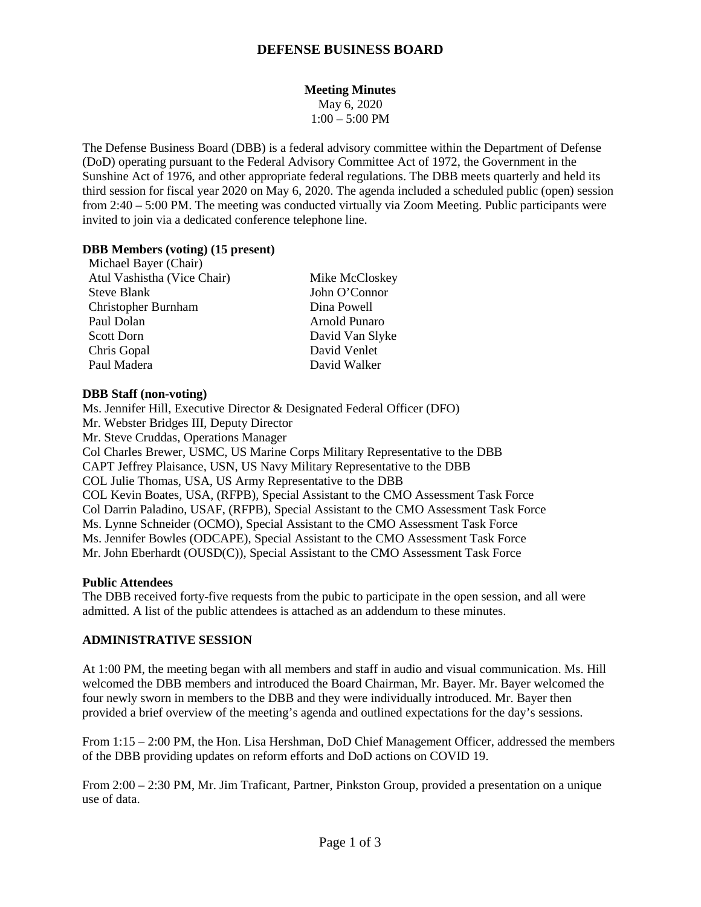# DEFENSE BUSINESS BOARD

**Meeting Minutes**
May 6, 2020
1:00 – 5:00 PM

The Defense Business Board (DBB) is a federal advisory committee within the Department of Defense (DoD) operating pursuant to the Federal Advisory Committee Act of 1972, the Government in the Sunshine Act of 1976, and other appropriate federal regulations. The DBB meets quarterly and held its third session for fiscal year 2020 on May 6, 2020. The agenda included a scheduled public (open) session from 2:40 – 5:00 PM. The meeting was conducted virtually via Zoom Meeting. Public participants were invited to join via a dedicated conference telephone line.

**DBB Members (voting) (15 present)**

Michael Bayer (Chair)
Atul Vashistha (Vice Chair)
Steve Blank
Christopher Burnham
Paul Dolan
Scott Dorn
Chris Gopal
Paul Madera
Mike McCloskey
John O'Connor
Dina Powell
Arnold Punaro
David Van Slyke
David Venlet
David Walker

**DBB Staff (non-voting)**

Ms. Jennifer Hill, Executive Director & Designated Federal Officer (DFO)
Mr. Webster Bridges III, Deputy Director
Mr. Steve Cruddas, Operations Manager
Col Charles Brewer, USMC, US Marine Corps Military Representative to the DBB
CAPT Jeffrey Plaisance, USN, US Navy Military Representative to the DBB
COL Julie Thomas, USA, US Army Representative to the DBB
COL Kevin Boates, USA, (RFPB), Special Assistant to the CMO Assessment Task Force
Col Darrin Paladino, USAF, (RFPB), Special Assistant to the CMO Assessment Task Force
Ms. Lynne Schneider (OCMO), Special Assistant to the CMO Assessment Task Force
Ms. Jennifer Bowles (ODCAPE), Special Assistant to the CMO Assessment Task Force
Mr. John Eberhardt (OUSD(C)), Special Assistant to the CMO Assessment Task Force

**Public Attendees**

The DBB received forty-five requests from the pubic to participate in the open session, and all were admitted. A list of the public attendees is attached as an addendum to these minutes.

**ADMINISTRATIVE SESSION**

At 1:00 PM, the meeting began with all members and staff in audio and visual communication. Ms. Hill welcomed the DBB members and introduced the Board Chairman, Mr. Bayer. Mr. Bayer welcomed the four newly sworn in members to the DBB and they were individually introduced. Mr. Bayer then provided a brief overview of the meeting's agenda and outlined expectations for the day's sessions.

From 1:15 – 2:00 PM, the Hon. Lisa Hershman, DoD Chief Management Officer, addressed the members of the DBB providing updates on reform efforts and DoD actions on COVID 19.

From 2:00 – 2:30 PM, Mr. Jim Traficant, Partner, Pinkston Group, provided a presentation on a unique use of data.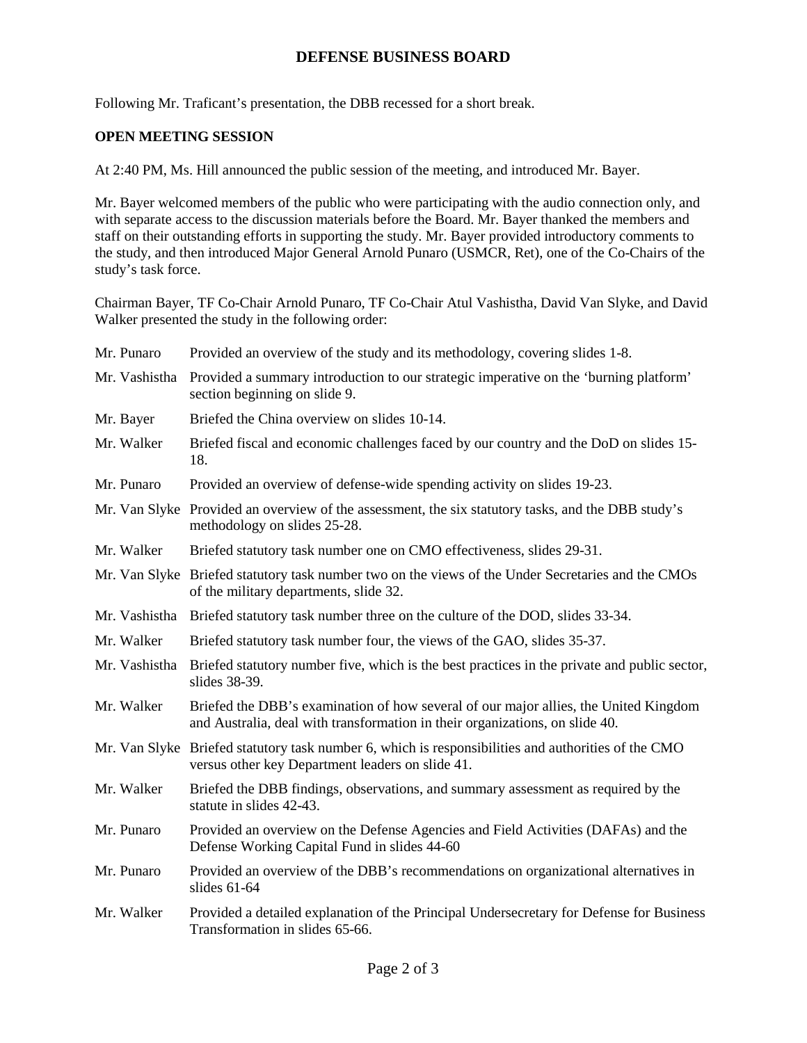Following Mr. Traficant's presentation, the DBB recessed for a short break.

**OPEN MEETING SESSION**

At 2:40 PM, Ms. Hill announced the public session of the meeting, and introduced Mr. Bayer.

Mr. Bayer welcomed members of the public who were participating with the audio connection only, and with separate access to the discussion materials before the Board. Mr. Bayer thanked the members and staff on their outstanding efforts in supporting the study. Mr. Bayer provided introductory comments to the study, and then introduced Major General Arnold Punaro (USMCR, Ret), one of the Co-Chairs of the study's task force.

Chairman Bayer, TF Co-Chair Arnold Punaro, TF Co-Chair Atul Vashistha, David Van Slyke, and David Walker presented the study in the following order:

| | |
|---|---|
| Mr. Punaro | Provided an overview of the study and its methodology, covering slides 1-8. |
| Mr. Vashistha | Provided a summary introduction to our strategic imperative on the 'burning platform' section beginning on slide 9. |
| Mr. Bayer | Briefed the China overview on slides 10-14. |
| Mr. Walker | Briefed fiscal and economic challenges faced by our country and the DoD on slides 15-18. |
| Mr. Punaro | Provided an overview of defense-wide spending activity on slides 19-23. |
| Mr. Van Slyke | Provided an overview of the assessment, the six statutory tasks, and the DBB study's methodology on slides 25-28. |
| Mr. Walker | Briefed statutory task number one on CMO effectiveness, slides 29-31. |
| Mr. Van Slyke | Briefed statutory task number two on the views of the Under Secretaries and the CMOs of the military departments, slide 32. |
| Mr. Vashistha | Briefed statutory task number three on the culture of the DOD, slides 33-34. |
| Mr. Walker | Briefed statutory task number four, the views of the GAO, slides 35-37. |
| Mr. Vashistha | Briefed statutory number five, which is the best practices in the private and public sector, slides 38-39. |
| Mr. Walker | Briefed the DBB's examination of how several of our major allies, the United Kingdom and Australia, deal with transformation in their organizations, on slide 40. |
| Mr. Van Slyke | Briefed statutory task number 6, which is responsibilities and authorities of the CMO versus other key Department leaders on slide 41. |
| Mr. Walker | Briefed the DBB findings, observations, and summary assessment as required by the statute in slides 42-43. |
| Mr. Punaro | Provided an overview on the Defense Agencies and Field Activities (DAFAs) and the Defense Working Capital Fund in slides 44-60 |
| Mr. Punaro | Provided an overview of the DBB's recommendations on organizational alternatives in slides 61-64 |
| Mr. Walker | Provided a detailed explanation of the Principal Undersecretary for Defense for Business Transformation in slides 65-66. |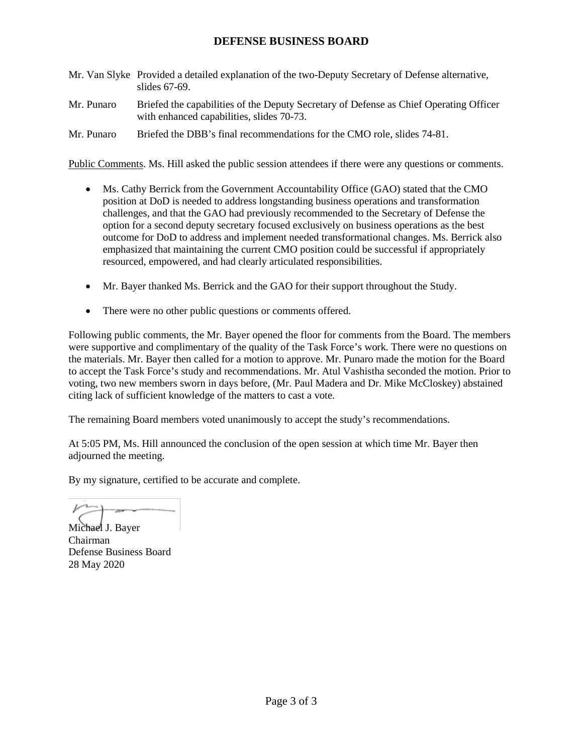Mr. Van Slyke Provided a detailed explanation of the two-Deputy Secretary of Defense alternative, slides 67-69.

Mr. Punaro Briefed the capabilities of the Deputy Secretary of Defense as Chief Operating Officer with enhanced capabilities, slides 70-73.

Mr. Punaro Briefed the DBB's final recommendations for the CMO role, slides 74-81.

Public Comments. Ms. Hill asked the public session attendees if there were any questions or comments.

- Ms. Cathy Berrick from the Government Accountability Office (GAO) stated that the CMO position at DoD is needed to address longstanding business operations and transformation challenges, and that the GAO had previously recommended to the Secretary of Defense the option for a second deputy secretary focused exclusively on business operations as the best outcome for DoD to address and implement needed transformational changes. Ms. Berrick also emphasized that maintaining the current CMO position could be successful if appropriately resourced, empowered, and had clearly articulated responsibilities.
- Mr. Bayer thanked Ms. Berrick and the GAO for their support throughout the Study.
- There were no other public questions or comments offered.

Following public comments, the Mr. Bayer opened the floor for comments from the Board. The members were supportive and complimentary of the quality of the Task Force's work. There were no questions on the materials. Mr. Bayer then called for a motion to approve. Mr. Punaro made the motion for the Board to accept the Task Force's study and recommendations. Mr. Atul Vashistha seconded the motion. Prior to voting, two new members sworn in days before, (Mr. Paul Madera and Dr. Mike McCloskey) abstained citing lack of sufficient knowledge of the matters to cast a vote.

The remaining Board members voted unanimously to accept the study's recommendations.

At 5:05 PM, Ms. Hill announced the conclusion of the open session at which time Mr. Bayer then adjourned the meeting.

By my signature, certified to be accurate and complete.

Michael J. Bayer
Chairman
Defense Business Board
28 May 2020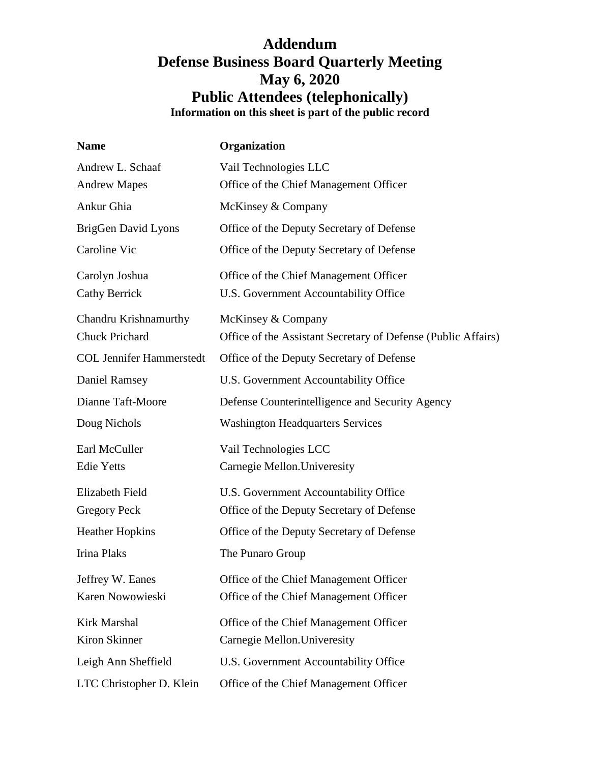# Addendum

# Defense Business Board Quarterly Meeting

# May 6, 2020

# Public Attendees (telephonically)

**Information on this sheet is part of the public record**

| Name | Organization |
|---|---|
| Andrew L. Schaaf | Vail Technologies LLC |
| Andrew Mapes | Office of the Chief Management Officer |
| Ankur Ghia | McKinsey & Company |
| BrigGen David Lyons | Office of the Deputy Secretary of Defense |
| Caroline Vic | Office of the Deputy Secretary of Defense |
| Carolyn Joshua | Office of the Chief Management Officer |
| Cathy Berrick | U.S. Government Accountability Office |
| Chandru Krishnamurthy | McKinsey & Company |
| Chuck Prichard | Office of the Assistant Secretary of Defense (Public Affairs) |
| COL Jennifer Hammerstedt | Office of the Deputy Secretary of Defense |
| Daniel Ramsey | U.S. Government Accountability Office |
| Dianne Taft-Moore | Defense Counterintelligence and Security Agency |
| Doug Nichols | Washington Headquarters Services |
| Earl McCuller | Vail Technologies LCC |
| Edie Yetts | Carnegie Mellon.Univeresity |
| Elizabeth Field | U.S. Government Accountability Office |
| Gregory Peck | Office of the Deputy Secretary of Defense |
| Heather Hopkins | Office of the Deputy Secretary of Defense |
| Irina Plaks | The Punaro Group |
| Jeffrey W. Eanes | Office of the Chief Management Officer |
| Karen Nowowieski | Office of the Chief Management Officer |
| Kirk Marshal | Office of the Chief Management Officer |
| Kiron Skinner | Carnegie Mellon.Univeresity |
| Leigh Ann Sheffield | U.S. Government Accountability Office |
| LTC Christopher D. Klein | Office of the Chief Management Officer |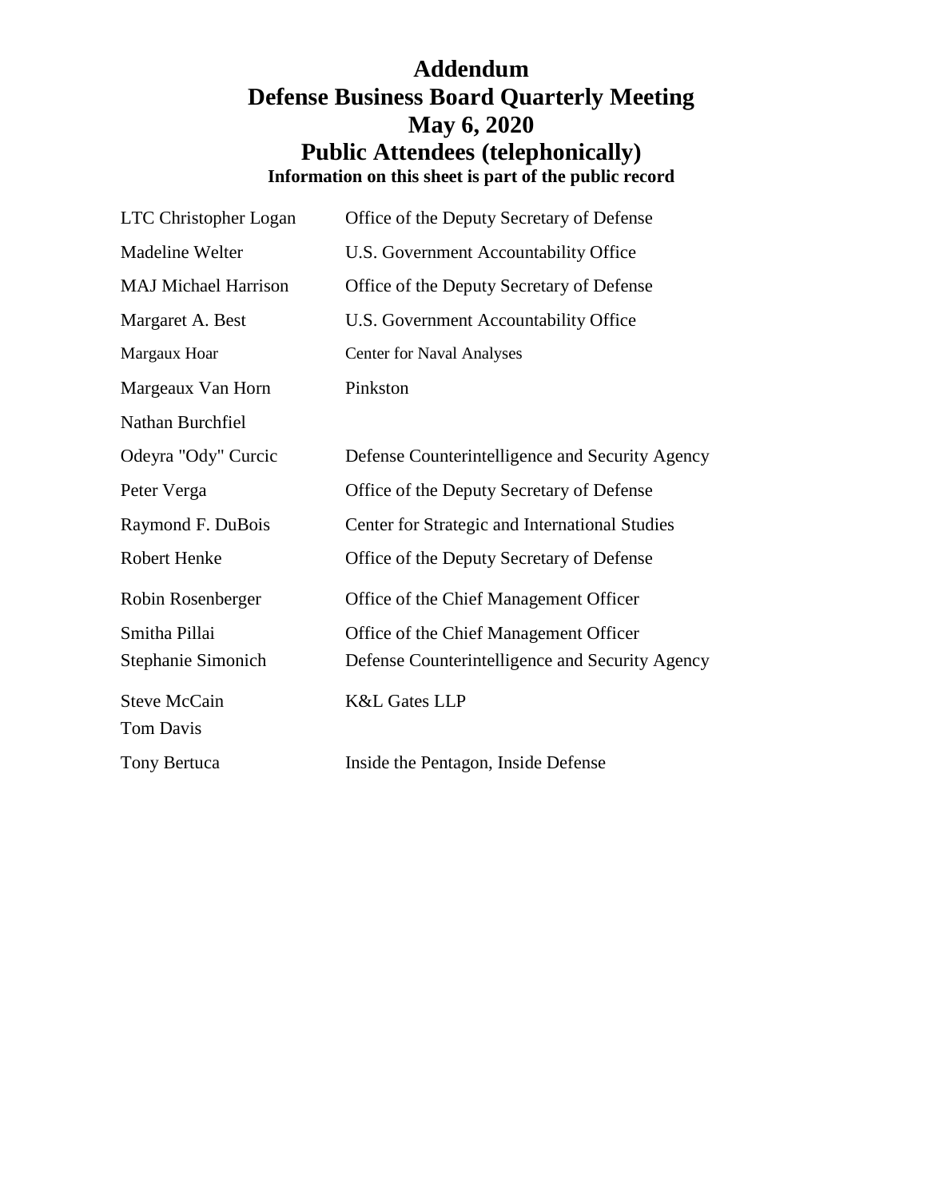# Addendum
# Defense Business Board Quarterly Meeting
# May 6, 2020
# Public Attendees (telephonically)

**Information on this sheet is part of the public record**

| | |
|---|---|
| LTC Christopher Logan | Office of the Deputy Secretary of Defense |
| Madeline Welter | U.S. Government Accountability Office |
| MAJ Michael Harrison | Office of the Deputy Secretary of Defense |
| Margaret A. Best | U.S. Government Accountability Office |
| Margaux Hoar | Center for Naval Analyses |
| Margeaux Van Horn | Pinkston |
| Nathan Burchfiel | |
| Odeyra "Ody" Curcic | Defense Counterintelligence and Security Agency |
| Peter Verga | Office of the Deputy Secretary of Defense |
| Raymond F. DuBois | Center for Strategic and International Studies |
| Robert Henke | Office of the Deputy Secretary of Defense |
| Robin Rosenberger | Office of the Chief Management Officer |
| Smitha Pillai | Office of the Chief Management Officer |
| Stephanie Simonich | Defense Counterintelligence and Security Agency |
| Steve McCain | K&L Gates LLP |
| Tom Davis | |
| Tony Bertuca | Inside the Pentagon, Inside Defense |